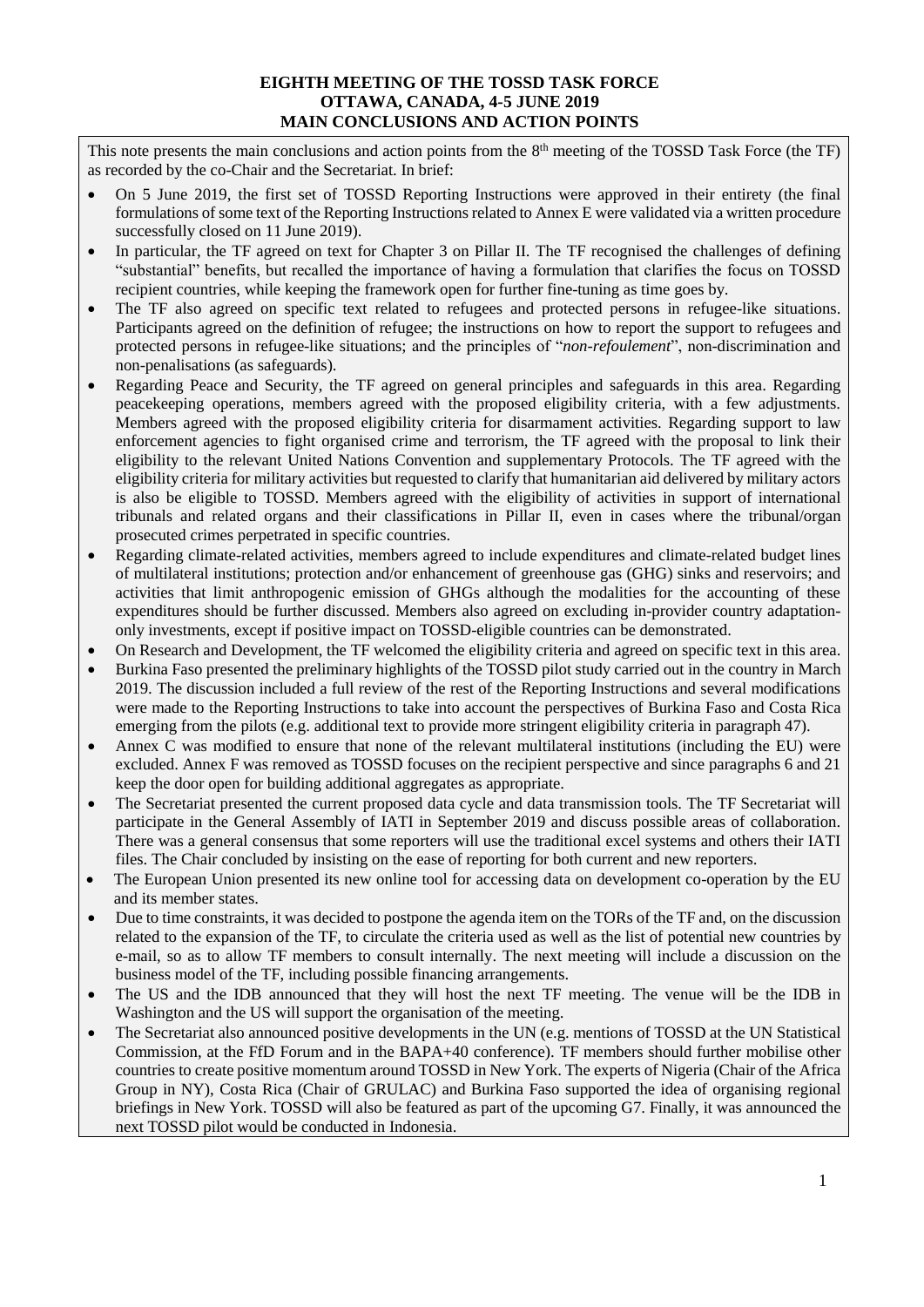**EIGHTH MEETING OF THE TOSSD TASK FORCE**
**OTTAWA, CANADA, 4-5 JUNE 2019**
**MAIN CONCLUSIONS AND ACTION POINTS**

This note presents the main conclusions and action points from the 8th meeting of the TOSSD Task Force (the TF) as recorded by the co-Chair and the Secretariat. In brief:

- On 5 June 2019, the first set of TOSSD Reporting Instructions were approved in their entirety (the final formulations of some text of the Reporting Instructions related to Annex E were validated via a written procedure successfully closed on 11 June 2019).
- In particular, the TF agreed on text for Chapter 3 on Pillar II. The TF recognised the challenges of defining "substantial" benefits, but recalled the importance of having a formulation that clarifies the focus on TOSSD recipient countries, while keeping the framework open for further fine-tuning as time goes by.
- The TF also agreed on specific text related to refugees and protected persons in refugee-like situations. Participants agreed on the definition of refugee; the instructions on how to report the support to refugees and protected persons in refugee-like situations; and the principles of "*non-refoulement*", non-discrimination and non-penalisations (as safeguards).
- Regarding Peace and Security, the TF agreed on general principles and safeguards in this area. Regarding peacekeeping operations, members agreed with the proposed eligibility criteria, with a few adjustments. Members agreed with the proposed eligibility criteria for disarmament activities. Regarding support to law enforcement agencies to fight organised crime and terrorism, the TF agreed with the proposal to link their eligibility to the relevant United Nations Convention and supplementary Protocols. The TF agreed with the eligibility criteria for military activities but requested to clarify that humanitarian aid delivered by military actors is also be eligible to TOSSD. Members agreed with the eligibility of activities in support of international tribunals and related organs and their classifications in Pillar II, even in cases where the tribunal/organ prosecuted crimes perpetrated in specific countries.
- Regarding climate-related activities, members agreed to include expenditures and climate-related budget lines of multilateral institutions; protection and/or enhancement of greenhouse gas (GHG) sinks and reservoirs; and activities that limit anthropogenic emission of GHGs although the modalities for the accounting of these expenditures should be further discussed. Members also agreed on excluding in-provider country adaptation-only investments, except if positive impact on TOSSD-eligible countries can be demonstrated.
- On Research and Development, the TF welcomed the eligibility criteria and agreed on specific text in this area.
- Burkina Faso presented the preliminary highlights of the TOSSD pilot study carried out in the country in March 2019. The discussion included a full review of the rest of the Reporting Instructions and several modifications were made to the Reporting Instructions to take into account the perspectives of Burkina Faso and Costa Rica emerging from the pilots (e.g. additional text to provide more stringent eligibility criteria in paragraph 47).
- Annex C was modified to ensure that none of the relevant multilateral institutions (including the EU) were excluded. Annex F was removed as TOSSD focuses on the recipient perspective and since paragraphs 6 and 21 keep the door open for building additional aggregates as appropriate.
- The Secretariat presented the current proposed data cycle and data transmission tools. The TF Secretariat will participate in the General Assembly of IATI in September 2019 and discuss possible areas of collaboration. There was a general consensus that some reporters will use the traditional excel systems and others their IATI files. The Chair concluded by insisting on the ease of reporting for both current and new reporters.
- The European Union presented its new online tool for accessing data on development co-operation by the EU and its member states.
- Due to time constraints, it was decided to postpone the agenda item on the TORs of the TF and, on the discussion related to the expansion of the TF, to circulate the criteria used as well as the list of potential new countries by e-mail, so as to allow TF members to consult internally. The next meeting will include a discussion on the business model of the TF, including possible financing arrangements.
- The US and the IDB announced that they will host the next TF meeting. The venue will be the IDB in Washington and the US will support the organisation of the meeting.
- The Secretariat also announced positive developments in the UN (e.g. mentions of TOSSD at the UN Statistical Commission, at the FfD Forum and in the BAPA+40 conference). TF members should further mobilise other countries to create positive momentum around TOSSD in New York. The experts of Nigeria (Chair of the Africa Group in NY), Costa Rica (Chair of GRULAC) and Burkina Faso supported the idea of organising regional briefings in New York. TOSSD will also be featured as part of the upcoming G7. Finally, it was announced the next TOSSD pilot would be conducted in Indonesia.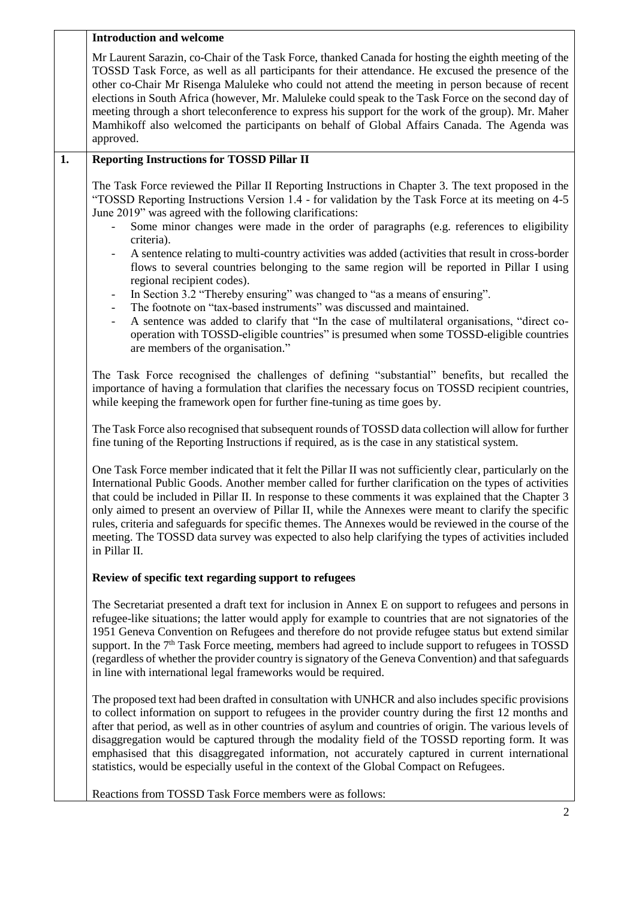**Introduction and welcome**

Mr Laurent Sarazin, co-Chair of the Task Force, thanked Canada for hosting the eighth meeting of the TOSSD Task Force, as well as all participants for their attendance. He excused the presence of the other co-Chair Mr Risenga Maluleke who could not attend the meeting in person because of recent elections in South Africa (however, Mr. Maluleke could speak to the Task Force on the second day of meeting through a short teleconference to express his support for the work of the group). Mr. Maher Mamhikoff also welcomed the participants on behalf of Global Affairs Canada. The Agenda was approved.

## 1. Reporting Instructions for TOSSD Pillar II

The Task Force reviewed the Pillar II Reporting Instructions in Chapter 3. The text proposed in the "TOSSD Reporting Instructions Version 1.4 - for validation by the Task Force at its meeting on 4-5 June 2019" was agreed with the following clarifications:

- Some minor changes were made in the order of paragraphs (e.g. references to eligibility criteria).
- A sentence relating to multi-country activities was added (activities that result in cross-border flows to several countries belonging to the same region will be reported in Pillar I using regional recipient codes).
- In Section 3.2 "Thereby ensuring" was changed to "as a means of ensuring".
- The footnote on "tax-based instruments" was discussed and maintained.
- A sentence was added to clarify that "In the case of multilateral organisations, "direct co-operation with TOSSD-eligible countries" is presumed when some TOSSD-eligible countries are members of the organisation."

The Task Force recognised the challenges of defining "substantial" benefits, but recalled the importance of having a formulation that clarifies the necessary focus on TOSSD recipient countries, while keeping the framework open for further fine-tuning as time goes by.

The Task Force also recognised that subsequent rounds of TOSSD data collection will allow for further fine tuning of the Reporting Instructions if required, as is the case in any statistical system.

One Task Force member indicated that it felt the Pillar II was not sufficiently clear, particularly on the International Public Goods. Another member called for further clarification on the types of activities that could be included in Pillar II. In response to these comments it was explained that the Chapter 3 only aimed to present an overview of Pillar II, while the Annexes were meant to clarify the specific rules, criteria and safeguards for specific themes. The Annexes would be reviewed in the course of the meeting. The TOSSD data survey was expected to also help clarifying the types of activities included in Pillar II.

### Review of specific text regarding support to refugees

The Secretariat presented a draft text for inclusion in Annex E on support to refugees and persons in refugee-like situations; the latter would apply for example to countries that are not signatories of the 1951 Geneva Convention on Refugees and therefore do not provide refugee status but extend similar support. In the 7th Task Force meeting, members had agreed to include support to refugees in TOSSD (regardless of whether the provider country is signatory of the Geneva Convention) and that safeguards in line with international legal frameworks would be required.

The proposed text had been drafted in consultation with UNHCR and also includes specific provisions to collect information on support to refugees in the provider country during the first 12 months and after that period, as well as in other countries of asylum and countries of origin. The various levels of disaggregation would be captured through the modality field of the TOSSD reporting form. It was emphasised that this disaggregated information, not accurately captured in current international statistics, would be especially useful in the context of the Global Compact on Refugees.

Reactions from TOSSD Task Force members were as follows: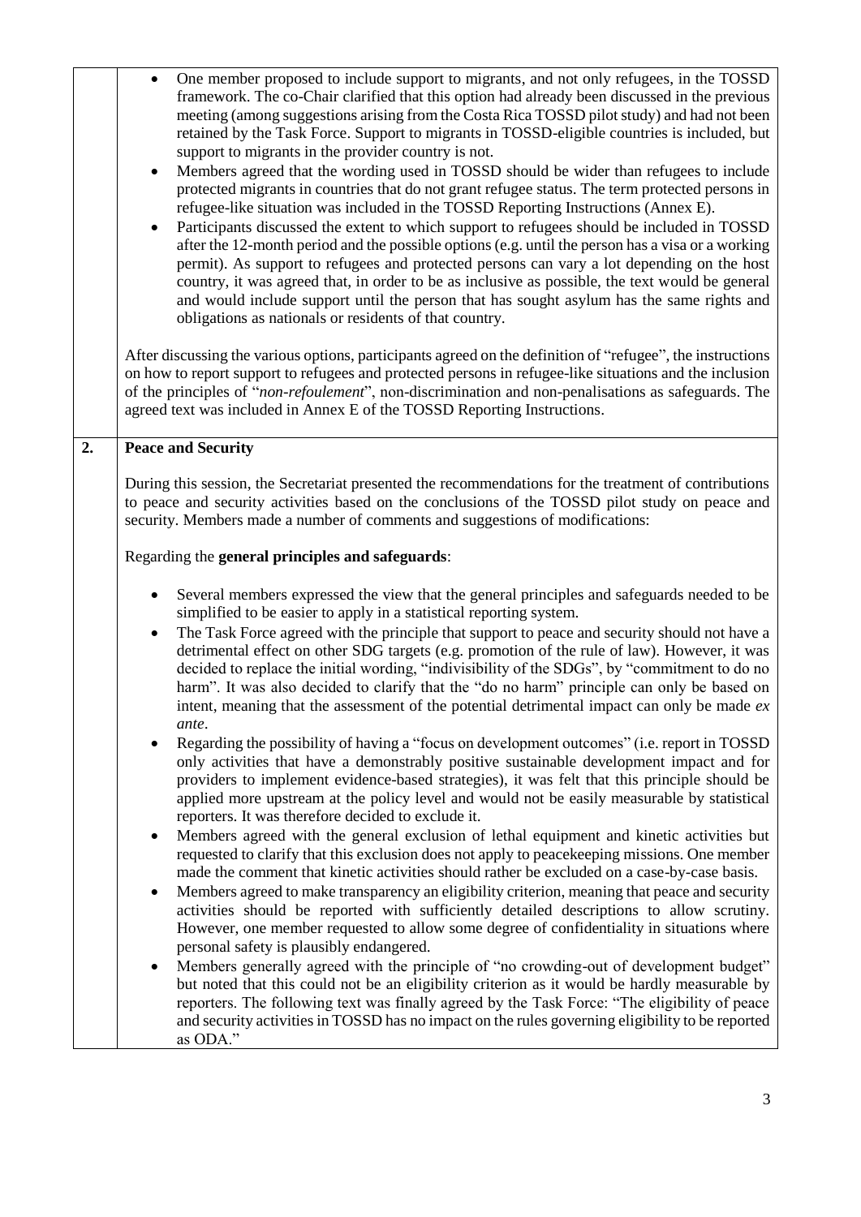| | |
|---|---|
| | - One member proposed to include support to migrants, and not only refugees, in the TOSSD framework. The co-Chair clarified that this option had already been discussed in the previous meeting (among suggestions arising from the Costa Rica TOSSD pilot study) and had not been retained by the Task Force. Support to migrants in TOSSD-eligible countries is included, but support to migrants in the provider country is not.<br>- Members agreed that the wording used in TOSSD should be wider than refugees to include protected migrants in countries that do not grant refugee status. The term protected persons in refugee-like situation was included in the TOSSD Reporting Instructions (Annex E).<br>- Participants discussed the extent to which support to refugees should be included in TOSSD after the 12-month period and the possible options (e.g. until the person has a visa or a working permit). As support to refugees and protected persons can vary a lot depending on the host country, it was agreed that, in order to be as inclusive as possible, the text would be general and would include support until the person that has sought asylum has the same rights and obligations as nationals or residents of that country.<br><br>After discussing the various options, participants agreed on the definition of "refugee", the instructions on how to report support to refugees and protected persons in refugee-like situations and the inclusion of the principles of "*non-refoulement*", non-discrimination and non-penalisations as safeguards. The agreed text was included in Annex E of the TOSSD Reporting Instructions. |
| **2.** | **Peace and Security**<br><br>During this session, the Secretariat presented the recommendations for the treatment of contributions to peace and security activities based on the conclusions of the TOSSD pilot study on peace and security. Members made a number of comments and suggestions of modifications:<br><br>Regarding the **general principles and safeguards**:<br><br>- Several members expressed the view that the general principles and safeguards needed to be simplified to be easier to apply in a statistical reporting system.<br>- The Task Force agreed with the principle that support to peace and security should not have a detrimental effect on other SDG targets (e.g. promotion of the rule of law). However, it was decided to replace the initial wording, "indivisibility of the SDGs", by "commitment to do no harm". It was also decided to clarify that the "do no harm" principle can only be based on intent, meaning that the assessment of the potential detrimental impact can only be made *ex ante*.<br>- Regarding the possibility of having a "focus on development outcomes" (i.e. report in TOSSD only activities that have a demonstrably positive sustainable development impact and for providers to implement evidence-based strategies), it was felt that this principle should be applied more upstream at the policy level and would not be easily measurable by statistical reporters. It was therefore decided to exclude it.<br>- Members agreed with the general exclusion of lethal equipment and kinetic activities but requested to clarify that this exclusion does not apply to peacekeeping missions. One member made the comment that kinetic activities should rather be excluded on a case-by-case basis.<br>- Members agreed to make transparency an eligibility criterion, meaning that peace and security activities should be reported with sufficiently detailed descriptions to allow scrutiny. However, one member requested to allow some degree of confidentiality in situations where personal safety is plausibly endangered.<br>- Members generally agreed with the principle of "no crowding-out of development budget" but noted that this could not be an eligibility criterion as it would be hardly measurable by reporters. The following text was finally agreed by the Task Force: "The eligibility of peace and security activities in TOSSD has no impact on the rules governing eligibility to be reported as ODA." |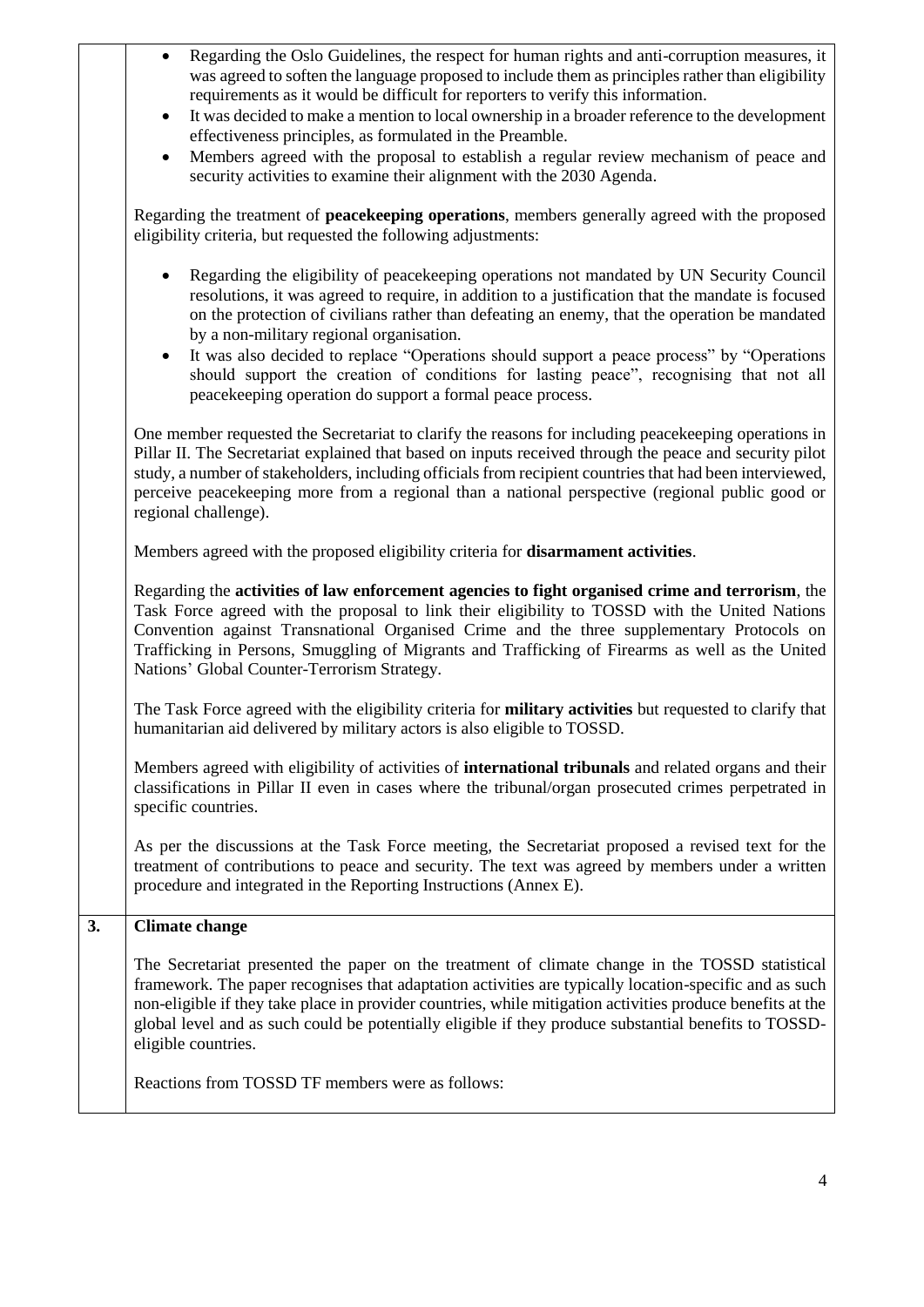- Regarding the Oslo Guidelines, the respect for human rights and anti-corruption measures, it was agreed to soften the language proposed to include them as principles rather than eligibility requirements as it would be difficult for reporters to verify this information.
- It was decided to make a mention to local ownership in a broader reference to the development effectiveness principles, as formulated in the Preamble.
- Members agreed with the proposal to establish a regular review mechanism of peace and security activities to examine their alignment with the 2030 Agenda.

Regarding the treatment of **peacekeeping operations**, members generally agreed with the proposed eligibility criteria, but requested the following adjustments:

- Regarding the eligibility of peacekeeping operations not mandated by UN Security Council resolutions, it was agreed to require, in addition to a justification that the mandate is focused on the protection of civilians rather than defeating an enemy, that the operation be mandated by a non-military regional organisation.
- It was also decided to replace "Operations should support a peace process" by "Operations should support the creation of conditions for lasting peace", recognising that not all peacekeeping operation do support a formal peace process.

One member requested the Secretariat to clarify the reasons for including peacekeeping operations in Pillar II. The Secretariat explained that based on inputs received through the peace and security pilot study, a number of stakeholders, including officials from recipient countries that had been interviewed, perceive peacekeeping more from a regional than a national perspective (regional public good or regional challenge).

Members agreed with the proposed eligibility criteria for **disarmament activities**.

Regarding the **activities of law enforcement agencies to fight organised crime and terrorism**, the Task Force agreed with the proposal to link their eligibility to TOSSD with the United Nations Convention against Transnational Organised Crime and the three supplementary Protocols on Trafficking in Persons, Smuggling of Migrants and Trafficking of Firearms as well as the United Nations' Global Counter-Terrorism Strategy.

The Task Force agreed with the eligibility criteria for **military activities** but requested to clarify that humanitarian aid delivered by military actors is also eligible to TOSSD.

Members agreed with eligibility of activities of **international tribunals** and related organs and their classifications in Pillar II even in cases where the tribunal/organ prosecuted crimes perpetrated in specific countries.

As per the discussions at the Task Force meeting, the Secretariat proposed a revised text for the treatment of contributions to peace and security. The text was agreed by members under a written procedure and integrated in the Reporting Instructions (Annex E).

## 3. Climate change

The Secretariat presented the paper on the treatment of climate change in the TOSSD statistical framework. The paper recognises that adaptation activities are typically location-specific and as such non-eligible if they take place in provider countries, while mitigation activities produce benefits at the global level and as such could be potentially eligible if they produce substantial benefits to TOSSD-eligible countries.

Reactions from TOSSD TF members were as follows: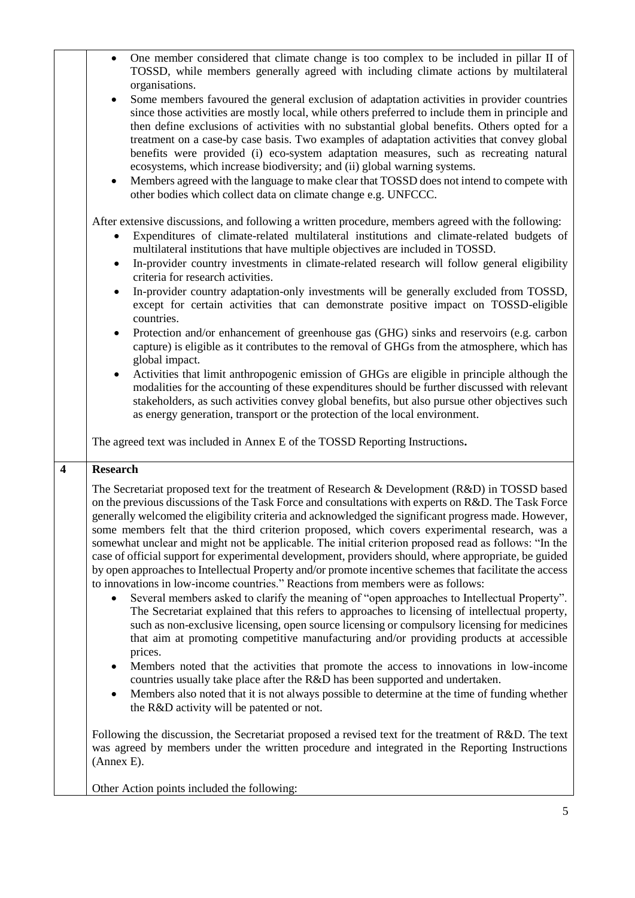- One member considered that climate change is too complex to be included in pillar II of TOSSD, while members generally agreed with including climate actions by multilateral organisations.
- Some members favoured the general exclusion of adaptation activities in provider countries since those activities are mostly local, while others preferred to include them in principle and then define exclusions of activities with no substantial global benefits. Others opted for a treatment on a case-by case basis. Two examples of adaptation activities that convey global benefits were provided (i) eco-system adaptation measures, such as recreating natural ecosystems, which increase biodiversity; and (ii) global warning systems.
- Members agreed with the language to make clear that TOSSD does not intend to compete with other bodies which collect data on climate change e.g. UNFCCC.

After extensive discussions, and following a written procedure, members agreed with the following:

- Expenditures of climate-related multilateral institutions and climate-related budgets of multilateral institutions that have multiple objectives are included in TOSSD.
- In-provider country investments in climate-related research will follow general eligibility criteria for research activities.
- In-provider country adaptation-only investments will be generally excluded from TOSSD, except for certain activities that can demonstrate positive impact on TOSSD-eligible countries.
- Protection and/or enhancement of greenhouse gas (GHG) sinks and reservoirs (e.g. carbon capture) is eligible as it contributes to the removal of GHGs from the atmosphere, which has global impact.
- Activities that limit anthropogenic emission of GHGs are eligible in principle although the modalities for the accounting of these expenditures should be further discussed with relevant stakeholders, as such activities convey global benefits, but also pursue other objectives such as energy generation, transport or the protection of the local environment.

The agreed text was included in Annex E of the TOSSD Reporting Instructions**.**

## 4 Research

The Secretariat proposed text for the treatment of Research & Development (R&D) in TOSSD based on the previous discussions of the Task Force and consultations with experts on R&D. The Task Force generally welcomed the eligibility criteria and acknowledged the significant progress made. However, some members felt that the third criterion proposed, which covers experimental research, was a somewhat unclear and might not be applicable. The initial criterion proposed read as follows: "In the case of official support for experimental development, providers should, where appropriate, be guided by open approaches to Intellectual Property and/or promote incentive schemes that facilitate the access to innovations in low-income countries." Reactions from members were as follows:

- Several members asked to clarify the meaning of "open approaches to Intellectual Property". The Secretariat explained that this refers to approaches to licensing of intellectual property, such as non-exclusive licensing, open source licensing or compulsory licensing for medicines that aim at promoting competitive manufacturing and/or providing products at accessible prices.
- Members noted that the activities that promote the access to innovations in low-income countries usually take place after the R&D has been supported and undertaken.
- Members also noted that it is not always possible to determine at the time of funding whether the R&D activity will be patented or not.

Following the discussion, the Secretariat proposed a revised text for the treatment of R&D. The text was agreed by members under the written procedure and integrated in the Reporting Instructions (Annex E).

Other Action points included the following: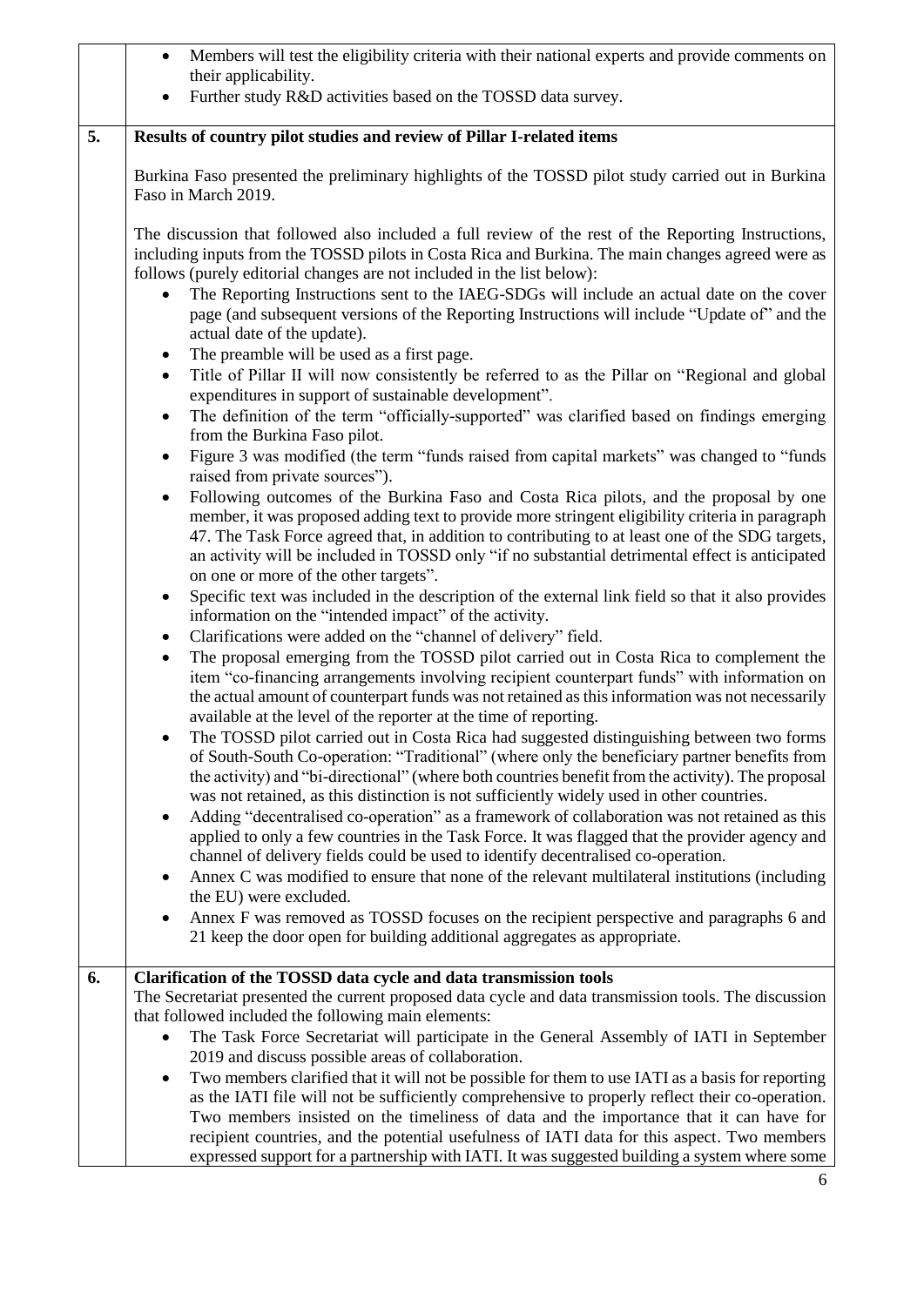| | |
|---|---|
| | • Members will test the eligibility criteria with their national experts and provide comments on their applicability.<br>• Further study R&D activities based on the TOSSD data survey. |
| **5.** | **Results of country pilot studies and review of Pillar I-related items**<br><br>Burkina Faso presented the preliminary highlights of the TOSSD pilot study carried out in Burkina Faso in March 2019.<br><br>The discussion that followed also included a full review of the rest of the Reporting Instructions, including inputs from the TOSSD pilots in Costa Rica and Burkina. The main changes agreed were as follows (purely editorial changes are not included in the list below):<br>• The Reporting Instructions sent to the IAEG-SDGs will include an actual date on the cover page (and subsequent versions of the Reporting Instructions will include "Update of" and the actual date of the update).<br>• The preamble will be used as a first page.<br>• Title of Pillar II will now consistently be referred to as the Pillar on "Regional and global expenditures in support of sustainable development".<br>• The definition of the term "officially-supported" was clarified based on findings emerging from the Burkina Faso pilot.<br>• Figure 3 was modified (the term "funds raised from capital markets" was changed to "funds raised from private sources").<br>• Following outcomes of the Burkina Faso and Costa Rica pilots, and the proposal by one member, it was proposed adding text to provide more stringent eligibility criteria in paragraph 47. The Task Force agreed that, in addition to contributing to at least one of the SDG targets, an activity will be included in TOSSD only "if no substantial detrimental effect is anticipated on one or more of the other targets".<br>• Specific text was included in the description of the external link field so that it also provides information on the "intended impact" of the activity.<br>• Clarifications were added on the "channel of delivery" field.<br>• The proposal emerging from the TOSSD pilot carried out in Costa Rica to complement the item "co-financing arrangements involving recipient counterpart funds" with information on the actual amount of counterpart funds was not retained as this information was not necessarily available at the level of the reporter at the time of reporting.<br>• The TOSSD pilot carried out in Costa Rica had suggested distinguishing between two forms of South-South Co-operation: "Traditional" (where only the beneficiary partner benefits from the activity) and "bi-directional" (where both countries benefit from the activity). The proposal was not retained, as this distinction is not sufficiently widely used in other countries.<br>• Adding "decentralised co-operation" as a framework of collaboration was not retained as this applied to only a few countries in the Task Force. It was flagged that the provider agency and channel of delivery fields could be used to identify decentralised co-operation.<br>• Annex C was modified to ensure that none of the relevant multilateral institutions (including the EU) were excluded.<br>• Annex F was removed as TOSSD focuses on the recipient perspective and paragraphs 6 and 21 keep the door open for building additional aggregates as appropriate. |
| **6.** | **Clarification of the TOSSD data cycle and data transmission tools**<br>The Secretariat presented the current proposed data cycle and data transmission tools. The discussion that followed included the following main elements:<br>• The Task Force Secretariat will participate in the General Assembly of IATI in September 2019 and discuss possible areas of collaboration.<br>• Two members clarified that it will not be possible for them to use IATI as a basis for reporting as the IATI file will not be sufficiently comprehensive to properly reflect their co-operation. Two members insisted on the timeliness of data and the importance that it can have for recipient countries, and the potential usefulness of IATI data for this aspect. Two members expressed support for a partnership with IATI. It was suggested building a system where some |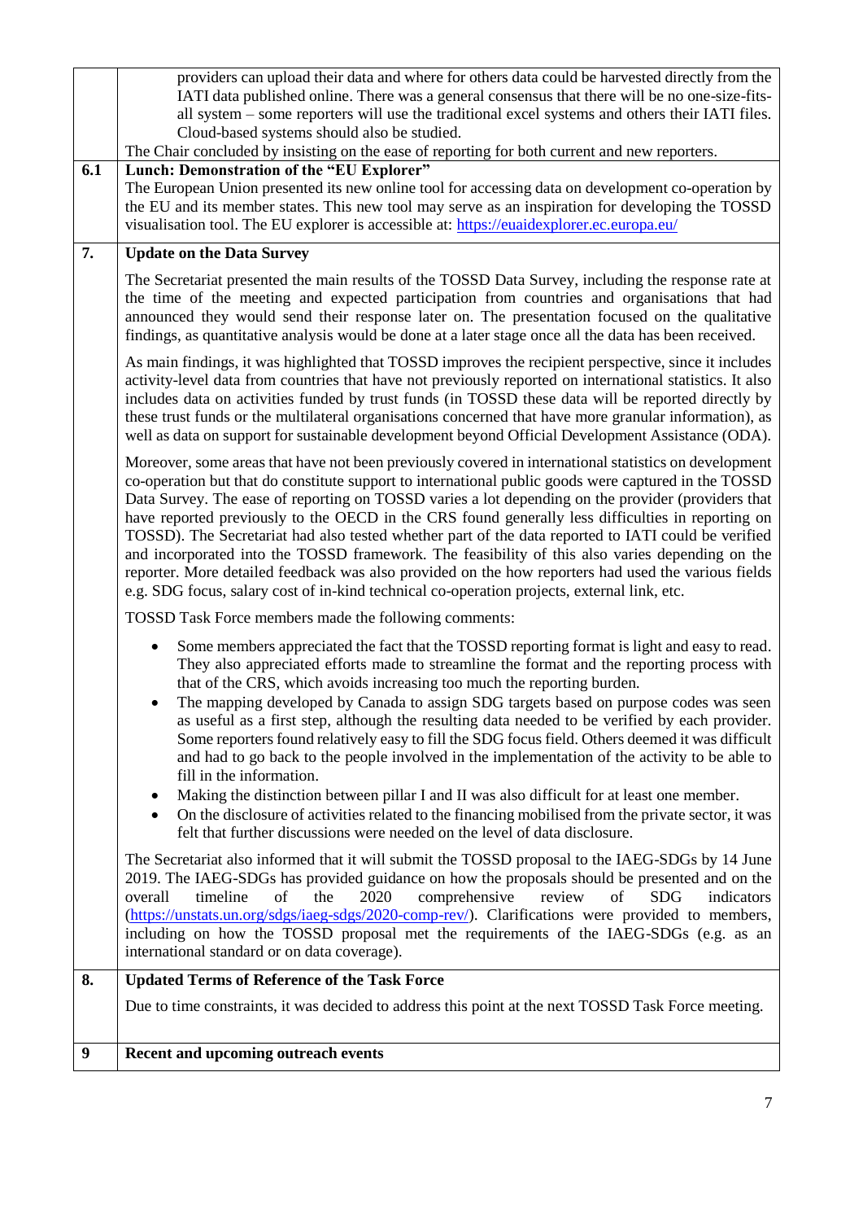| | |
|---|---|
| | providers can upload their data and where for others data could be harvested directly from the IATI data published online. There was a general consensus that there will be no one-size-fits-all system – some reporters will use the traditional excel systems and others their IATI files. Cloud-based systems should also be studied.<br>The Chair concluded by insisting on the ease of reporting for both current and new reporters. |
| **6.1** | **Lunch: Demonstration of the "EU Explorer"**<br>The European Union presented its new online tool for accessing data on development co-operation by the EU and its member states. This new tool may serve as an inspiration for developing the TOSSD visualisation tool. The EU explorer is accessible at: https://euaidexplorer.ec.europa.eu/ |
| **7.** | **Update on the Data Survey**<br><br>The Secretariat presented the main results of the TOSSD Data Survey, including the response rate at the time of the meeting and expected participation from countries and organisations that had announced they would send their response later on. The presentation focused on the qualitative findings, as quantitative analysis would be done at a later stage once all the data has been received.<br><br>As main findings, it was highlighted that TOSSD improves the recipient perspective, since it includes activity-level data from countries that have not previously reported on international statistics. It also includes data on activities funded by trust funds (in TOSSD these data will be reported directly by these trust funds or the multilateral organisations concerned that have more granular information), as well as data on support for sustainable development beyond Official Development Assistance (ODA).<br><br>Moreover, some areas that have not been previously covered in international statistics on development co-operation but that do constitute support to international public goods were captured in the TOSSD Data Survey. The ease of reporting on TOSSD varies a lot depending on the provider (providers that have reported previously to the OECD in the CRS found generally less difficulties in reporting on TOSSD). The Secretariat had also tested whether part of the data reported to IATI could be verified and incorporated into the TOSSD framework. The feasibility of this also varies depending on the reporter. More detailed feedback was also provided on the how reporters had used the various fields e.g. SDG focus, salary cost of in-kind technical co-operation projects, external link, etc.<br><br>TOSSD Task Force members made the following comments:<br><br>• Some members appreciated the fact that the TOSSD reporting format is light and easy to read. They also appreciated efforts made to streamline the format and the reporting process with that of the CRS, which avoids increasing too much the reporting burden.<br>• The mapping developed by Canada to assign SDG targets based on purpose codes was seen as useful as a first step, although the resulting data needed to be verified by each provider. Some reporters found relatively easy to fill the SDG focus field. Others deemed it was difficult and had to go back to the people involved in the implementation of the activity to be able to fill in the information.<br>• Making the distinction between pillar I and II was also difficult for at least one member.<br>• On the disclosure of activities related to the financing mobilised from the private sector, it was felt that further discussions were needed on the level of data disclosure.<br><br>The Secretariat also informed that it will submit the TOSSD proposal to the IAEG-SDGs by 14 June 2019. The IAEG-SDGs has provided guidance on how the proposals should be presented and on the overall timeline of the 2020 comprehensive review of SDG indicators (https://unstats.un.org/sdgs/iaeg-sdgs/2020-comp-rev/). Clarifications were provided to members, including on how the TOSSD proposal met the requirements of the IAEG-SDGs (e.g. as an international standard or on data coverage). |
| **8.** | **Updated Terms of Reference of the Task Force**<br><br>Due to time constraints, it was decided to address this point at the next TOSSD Task Force meeting. |
| **9** | **Recent and upcoming outreach events** |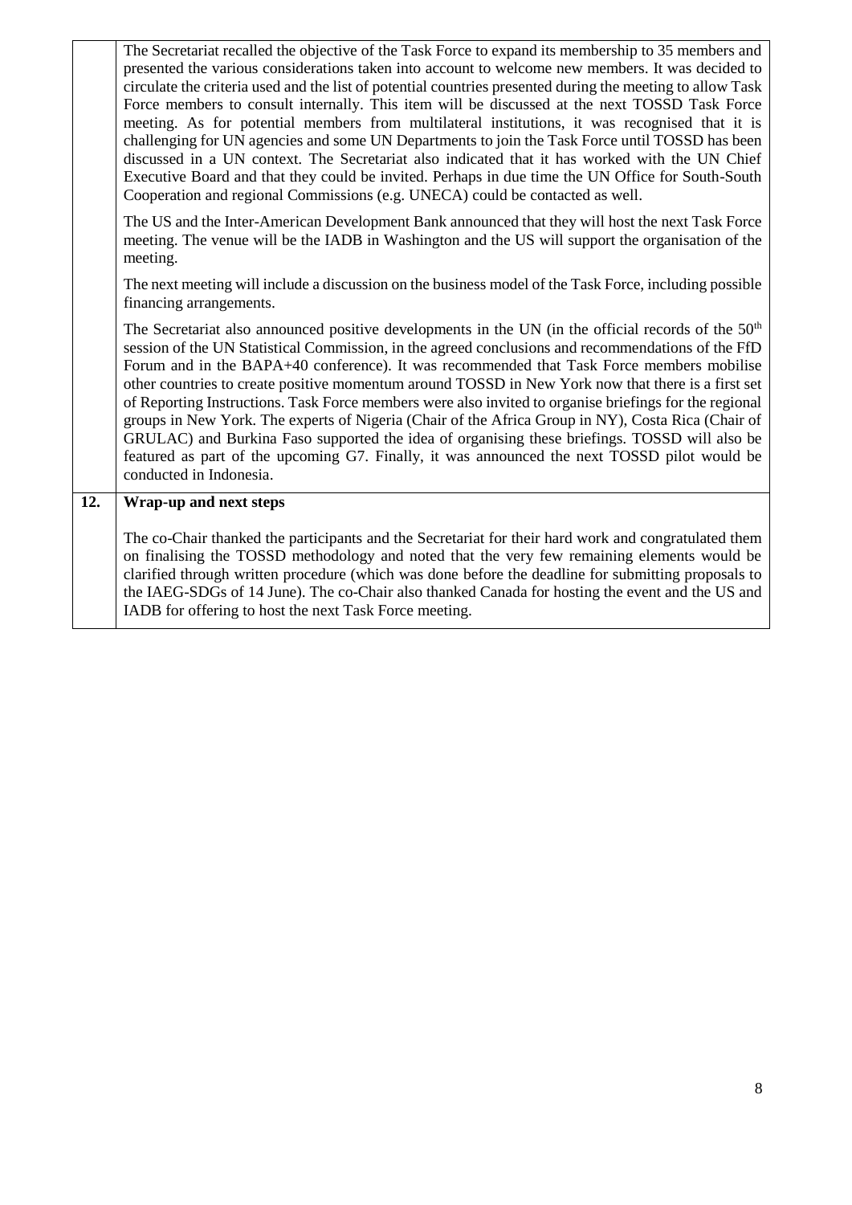| | |
|---|---|
| | The Secretariat recalled the objective of the Task Force to expand its membership to 35 members and presented the various considerations taken into account to welcome new members. It was decided to circulate the criteria used and the list of potential countries presented during the meeting to allow Task Force members to consult internally. This item will be discussed at the next TOSSD Task Force meeting. As for potential members from multilateral institutions, it was recognised that it is challenging for UN agencies and some UN Departments to join the Task Force until TOSSD has been discussed in a UN context. The Secretariat also indicated that it has worked with the UN Chief Executive Board and that they could be invited. Perhaps in due time the UN Office for South-South Cooperation and regional Commissions (e.g. UNECA) could be contacted as well.<br><br>The US and the Inter-American Development Bank announced that they will host the next Task Force meeting. The venue will be the IADB in Washington and the US will support the organisation of the meeting.<br><br>The next meeting will include a discussion on the business model of the Task Force, including possible financing arrangements.<br><br>The Secretariat also announced positive developments in the UN (in the official records of the 50th session of the UN Statistical Commission, in the agreed conclusions and recommendations of the FfD Forum and in the BAPA+40 conference). It was recommended that Task Force members mobilise other countries to create positive momentum around TOSSD in New York now that there is a first set of Reporting Instructions. Task Force members were also invited to organise briefings for the regional groups in New York. The experts of Nigeria (Chair of the Africa Group in NY), Costa Rica (Chair of GRULAC) and Burkina Faso supported the idea of organising these briefings. TOSSD will also be featured as part of the upcoming G7. Finally, it was announced the next TOSSD pilot would be conducted in Indonesia. |
| **12.** | **Wrap-up and next steps**<br><br>The co-Chair thanked the participants and the Secretariat for their hard work and congratulated them on finalising the TOSSD methodology and noted that the very few remaining elements would be clarified through written procedure (which was done before the deadline for submitting proposals to the IAEG-SDGs of 14 June). The co-Chair also thanked Canada for hosting the event and the US and IADB for offering to host the next Task Force meeting. |